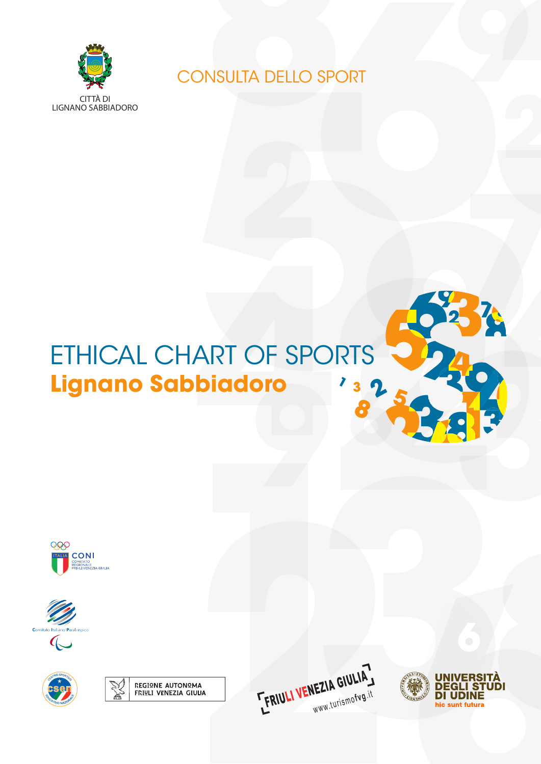CITTÀ DI
LIGNANO SABBIADORO

CONSULTA DELLO SPORT

# ETHICAL CHART OF SPORTS
## **Lignano Sabbiadoro**

CONI
COMITATO REGIONALE FRIULI VENEZIA GIULIA

Comitato Italiano Paralimpico

REGIONE AUTONOMA FRIULI VENEZIA GIULIA

FRIULI VENEZIA GIULIA
www.turismofvg.it

UNIVERSITÀ DEGLI STUDI DI UDINE
hic sunt futura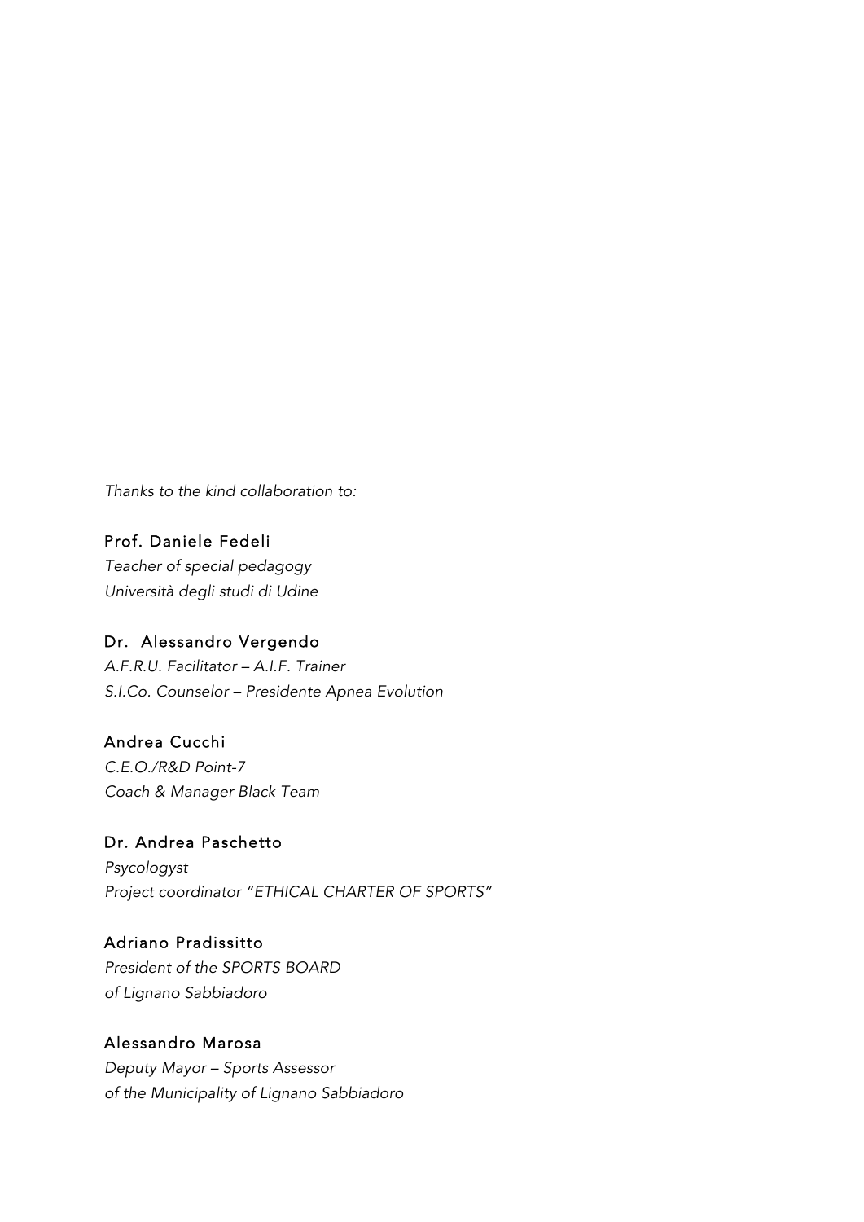*Thanks to the kind collaboration to:*

Prof. Daniele Fedeli
*Teacher of special pedagogy*
*Università degli studi di Udine*

Dr.  Alessandro Vergendo
*A.F.R.U. Facilitator – A.I.F. Trainer*
*S.I.Co. Counselor – Presidente Apnea Evolution*

Andrea Cucchi
*C.E.O./R&D Point-7*
*Coach & Manager Black Team*

Dr. Andrea Paschetto
*Psycologyst*
*Project coordinator "ETHICAL CHARTER OF SPORTS"*

Adriano Pradissitto
*President of the SPORTS BOARD*
*of Lignano Sabbiadoro*

Alessandro Marosa
*Deputy Mayor – Sports Assessor*
*of the Municipality of Lignano Sabbiadoro*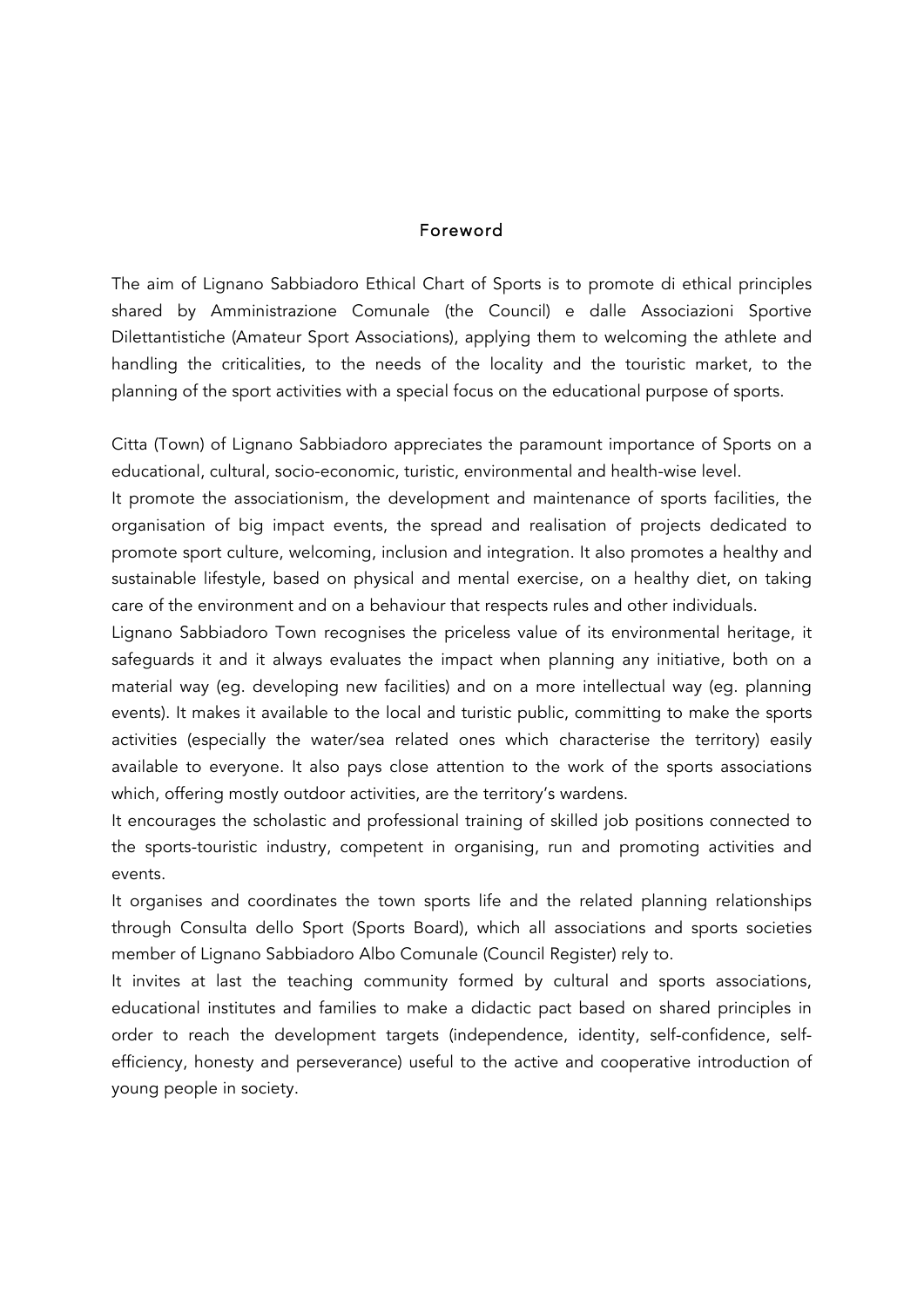## Foreword

The aim of Lignano Sabbiadoro Ethical Chart of Sports is to promote di ethical principles shared by Amministrazione Comunale (the Council) e dalle Associazioni Sportive Dilettantistiche (Amateur Sport Associations), applying them to welcoming the athlete and handling the criticalities, to the needs of the locality and the touristic market, to the planning of the sport activities with a special focus on the educational purpose of sports.

Citta (Town) of Lignano Sabbiadoro appreciates the paramount importance of Sports on a educational, cultural, socio-economic, turistic, environmental and health-wise level.
It promote the associationism, the development and maintenance of sports facilities, the organisation of big impact events, the spread and realisation of projects dedicated to promote sport culture, welcoming, inclusion and integration. It also promotes a healthy and sustainable lifestyle, based on physical and mental exercise, on a healthy diet, on taking care of the environment and on a behaviour that respects rules and other individuals.
Lignano Sabbiadoro Town recognises the priceless value of its environmental heritage, it safeguards it and it always evaluates the impact when planning any initiative, both on a material way (eg. developing new facilities) and on a more intellectual way (eg. planning events). It makes it available to the local and turistic public, committing to make the sports activities (especially the water/sea related ones which characterise the territory) easily available to everyone. It also pays close attention to the work of the sports associations which, offering mostly outdoor activities, are the territory's wardens.
It encourages the scholastic and professional training of skilled job positions connected to the sports-touristic industry, competent in organising, run and promoting activities and events.
It organises and coordinates the town sports life and the related planning relationships through Consulta dello Sport (Sports Board), which all associations and sports societies member of Lignano Sabbiadoro Albo Comunale (Council Register) rely to.
It invites at last the teaching community formed by cultural and sports associations, educational institutes and families to make a didactic pact based on shared principles in order to reach the development targets (independence, identity, self-confidence, self-efficiency, honesty and perseverance) useful to the active and cooperative introduction of young people in society.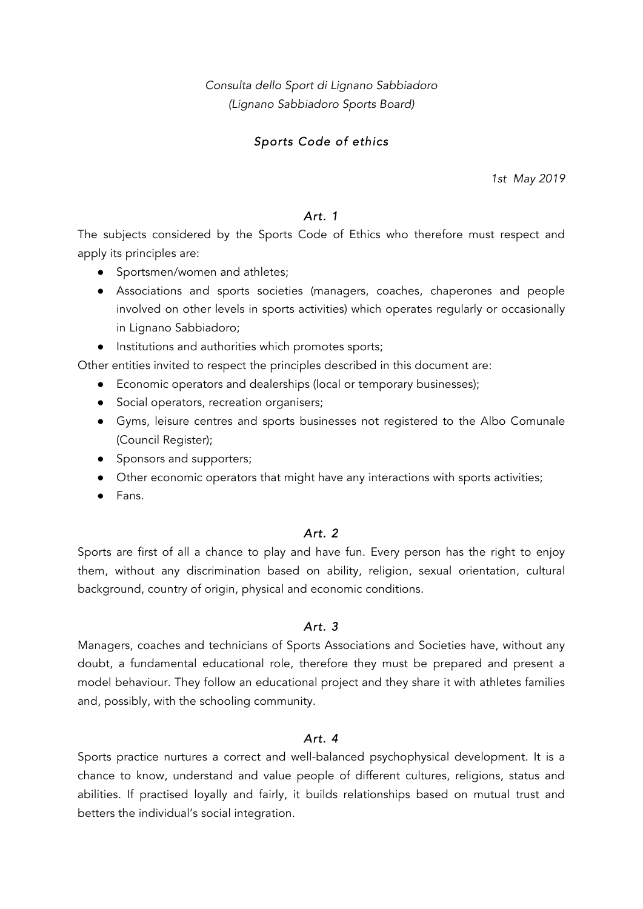*Consulta dello Sport di Lignano Sabbiadoro*
*(Lignano Sabbiadoro Sports Board)*

## *Sports Code of ethics*

*1st May 2019*

### *Art. 1*

The subjects considered by the Sports Code of Ethics who therefore must respect and apply its principles are:

- Sportsmen/women and athletes;
- Associations and sports societies (managers, coaches, chaperones and people involved on other levels in sports activities) which operates regularly or occasionally in Lignano Sabbiadoro;
- Institutions and authorities which promotes sports;

Other entities invited to respect the principles described in this document are:

- Economic operators and dealerships (local or temporary businesses);
- Social operators, recreation organisers;
- Gyms, leisure centres and sports businesses not registered to the Albo Comunale (Council Register);
- Sponsors and supporters;
- Other economic operators that might have any interactions with sports activities;
- Fans.

### *Art. 2*

Sports are first of all a chance to play and have fun. Every person has the right to enjoy them, without any discrimination based on ability, religion, sexual orientation, cultural background, country of origin, physical and economic conditions.

### *Art. 3*

Managers, coaches and technicians of Sports Associations and Societies have, without any doubt, a fundamental educational role, therefore they must be prepared and present a model behaviour. They follow an educational project and they share it with athletes families and, possibly, with the schooling community.

### *Art. 4*

Sports practice nurtures a correct and well-balanced psychophysical development. It is a chance to know, understand and value people of different cultures, religions, status and abilities. If practised loyally and fairly, it builds relationships based on mutual trust and betters the individual's social integration.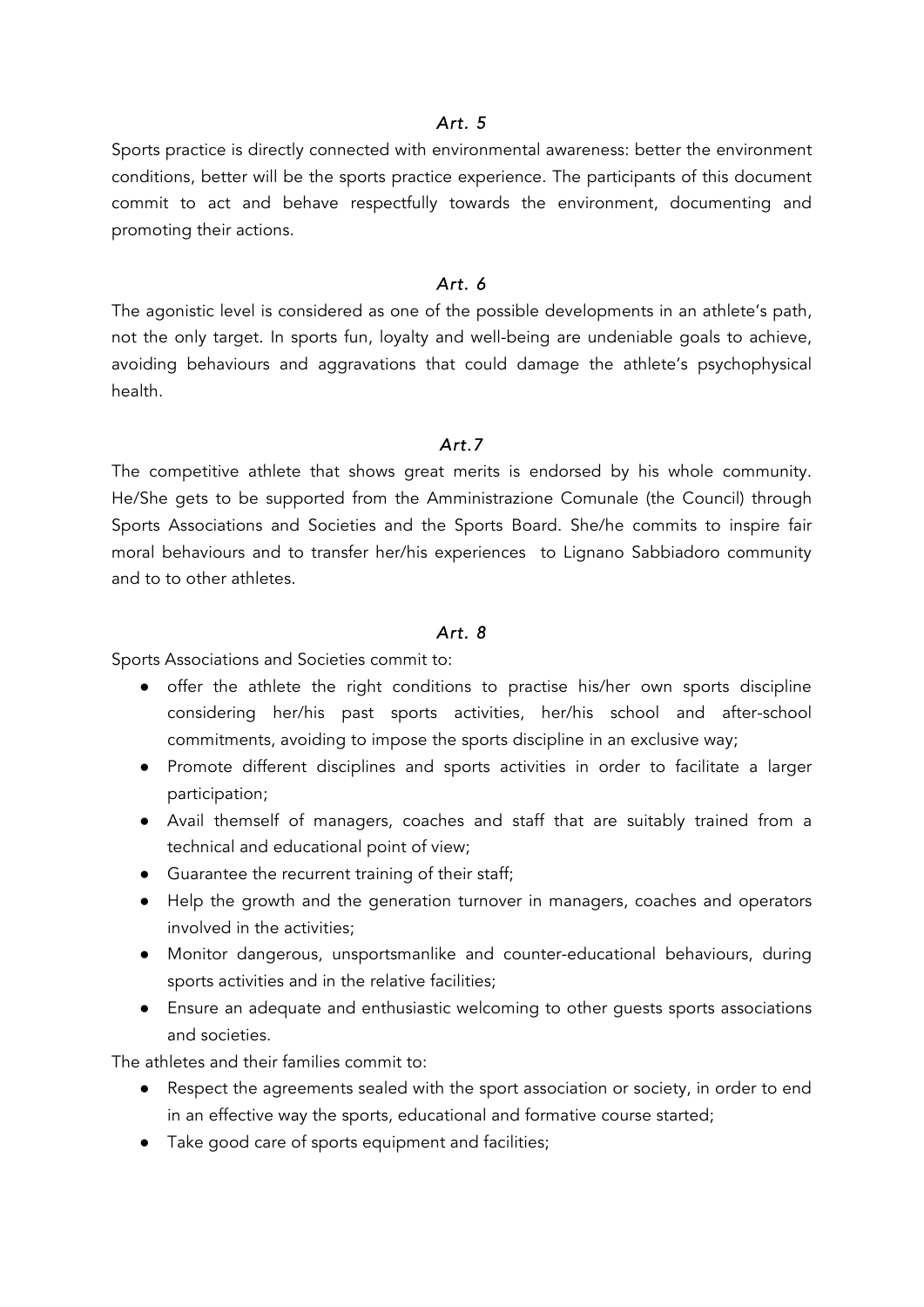### *Art. 5*

Sports practice is directly connected with environmental awareness: better the environment conditions, better will be the sports practice experience. The participants of this document commit to act and behave respectfully towards the environment, documenting and promoting their actions.

### *Art. 6*

The agonistic level is considered as one of the possible developments in an athlete's path, not the only target. In sports fun, loyalty and well-being are undeniable goals to achieve, avoiding behaviours and aggravations that could damage the athlete's psychophysical health.

### *Art.7*

The competitive athlete that shows great merits is endorsed by his whole community. He/She gets to be supported from the Amministrazione Comunale (the Council) through Sports Associations and Societies and the Sports Board. She/he commits to inspire fair moral behaviours and to transfer her/his experiences to Lignano Sabbiadoro community and to to other athletes.

### *Art. 8*

Sports Associations and Societies commit to:

- offer the athlete the right conditions to practise his/her own sports discipline considering her/his past sports activities, her/his school and after-school commitments, avoiding to impose the sports discipline in an exclusive way;
- Promote different disciplines and sports activities in order to facilitate a larger participation;
- Avail themself of managers, coaches and staff that are suitably trained from a technical and educational point of view;
- Guarantee the recurrent training of their staff;
- Help the growth and the generation turnover in managers, coaches and operators involved in the activities;
- Monitor dangerous, unsportsmanlike and counter-educational behaviours, during sports activities and in the relative facilities;
- Ensure an adequate and enthusiastic welcoming to other guests sports associations and societies.

The athletes and their families commit to:

- Respect the agreements sealed with the sport association or society, in order to end in an effective way the sports, educational and formative course started;
- Take good care of sports equipment and facilities;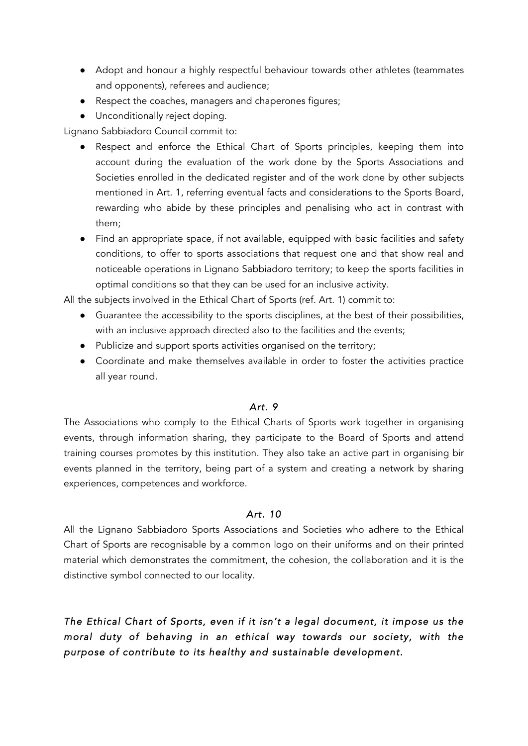- Adopt and honour a highly respectful behaviour towards other athletes (teammates and opponents), referees and audience;
- Respect the coaches, managers and chaperones figures;
- Unconditionally reject doping.

Lignano Sabbiadoro Council commit to:

- Respect and enforce the Ethical Chart of Sports principles, keeping them into account during the evaluation of the work done by the Sports Associations and Societies enrolled in the dedicated register and of the work done by other subjects mentioned in Art. 1, referring eventual facts and considerations to the Sports Board, rewarding who abide by these principles and penalising who act in contrast with them;
- Find an appropriate space, if not available, equipped with basic facilities and safety conditions, to offer to sports associations that request one and that show real and noticeable operations in Lignano Sabbiadoro territory; to keep the sports facilities in optimal conditions so that they can be used for an inclusive activity.

All the subjects involved in the Ethical Chart of Sports (ref. Art. 1) commit to:

- Guarantee the accessibility to the sports disciplines, at the best of their possibilities, with an inclusive approach directed also to the facilities and the events;
- Publicize and support sports activities organised on the territory;
- Coordinate and make themselves available in order to foster the activities practice all year round.

### *Art. 9*

The Associations who comply to the Ethical Charts of Sports work together in organising events, through information sharing, they participate to the Board of Sports and attend training courses promotes by this institution. They also take an active part in organising bir events planned in the territory, being part of a system and creating a network by sharing experiences, competences and workforce.

### *Art. 10*

All the Lignano Sabbiadoro Sports Associations and Societies who adhere to the Ethical Chart of Sports are recognisable by a common logo on their uniforms and on their printed material which demonstrates the commitment, the cohesion, the collaboration and it is the distinctive symbol connected to our locality.

***The Ethical Chart of Sports, even if it isn't a legal document, it impose us the moral duty of behaving in an ethical way towards our society, with the purpose of contribute to its healthy and sustainable development.***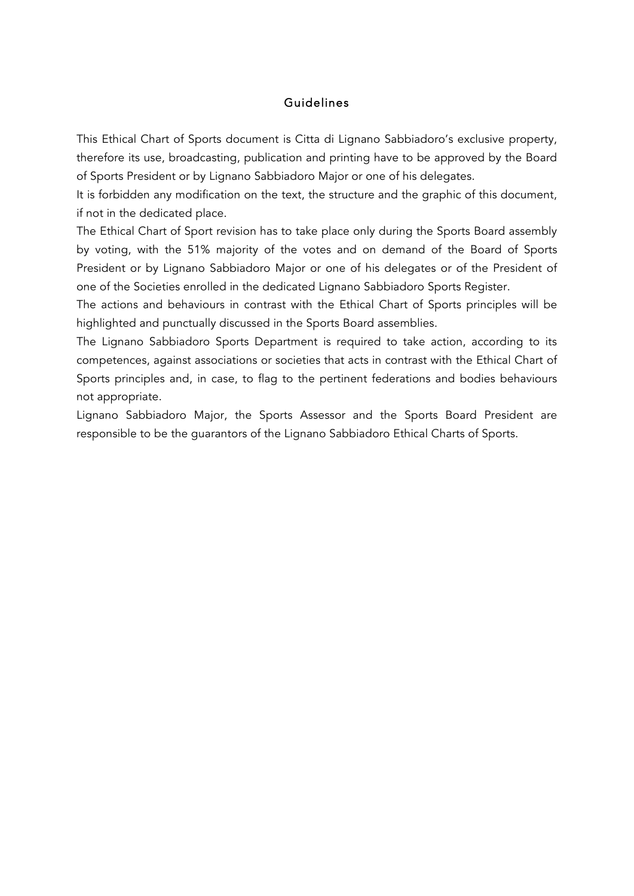## Guidelines

This Ethical Chart of Sports document is Citta di Lignano Sabbiadoro's exclusive property, therefore its use, broadcasting, publication and printing have to be approved by the Board of Sports President or by Lignano Sabbiadoro Major or one of his delegates.

It is forbidden any modification on the text, the structure and the graphic of this document, if not in the dedicated place.

The Ethical Chart of Sport revision has to take place only during the Sports Board assembly by voting, with the 51% majority of the votes and on demand of the Board of Sports President or by Lignano Sabbiadoro Major or one of his delegates or of the President of one of the Societies enrolled in the dedicated Lignano Sabbiadoro Sports Register.

The actions and behaviours in contrast with the Ethical Chart of Sports principles will be highlighted and punctually discussed in the Sports Board assemblies.

The Lignano Sabbiadoro Sports Department is required to take action, according to its competences, against associations or societies that acts in contrast with the Ethical Chart of Sports principles and, in case, to flag to the pertinent federations and bodies behaviours not appropriate.

Lignano Sabbiadoro Major, the Sports Assessor and the Sports Board President are responsible to be the guarantors of the Lignano Sabbiadoro Ethical Charts of Sports.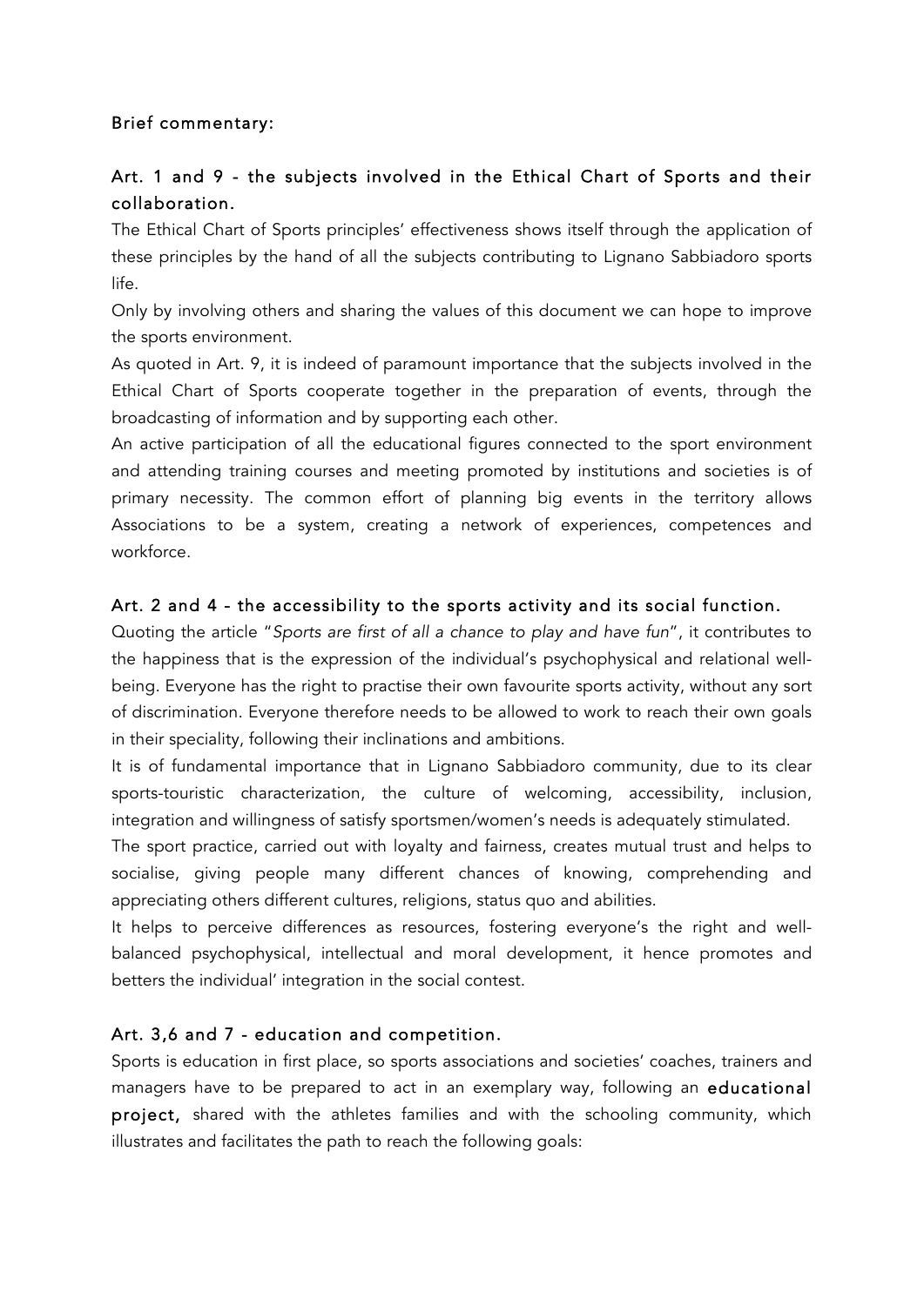**Brief commentary:**

**Art. 1 and 9 - the subjects involved in the Ethical Chart of Sports and their collaboration.**

The Ethical Chart of Sports principles' effectiveness shows itself through the application of these principles by the hand of all the subjects contributing to Lignano Sabbiadoro sports life.

Only by involving others and sharing the values of this document we can hope to improve the sports environment.

As quoted in Art. 9, it is indeed of paramount importance that the subjects involved in the Ethical Chart of Sports cooperate together in the preparation of events, through the broadcasting of information and by supporting each other.

An active participation of all the educational figures connected to the sport environment and attending training courses and meeting promoted by institutions and societies is of primary necessity. The common effort of planning big events in the territory allows Associations to be a system, creating a network of experiences, competences and workforce.

**Art. 2 and 4 - the accessibility to the sports activity and its social function.**

Quoting the article "*Sports are first of all a chance to play and have fun*", it contributes to the happiness that is the expression of the individual's psychophysical and relational well-being. Everyone has the right to practise their own favourite sports activity, without any sort of discrimination. Everyone therefore needs to be allowed to work to reach their own goals in their speciality, following their inclinations and ambitions.

It is of fundamental importance that in Lignano Sabbiadoro community, due to its clear sports-touristic characterization, the culture of welcoming, accessibility, inclusion, integration and willingness of satisfy sportsmen/women's needs is adequately stimulated.

The sport practice, carried out with loyalty and fairness, creates mutual trust and helps to socialise, giving people many different chances of knowing, comprehending and appreciating others different cultures, religions, status quo and abilities.

It helps to perceive differences as resources, fostering everyone's the right and well-balanced psychophysical, intellectual and moral development, it hence promotes and betters the individual' integration in the social contest.

**Art. 3,6 and 7 - education and competition.**

Sports is education in first place, so sports associations and societies' coaches, trainers and managers have to be prepared to act in an exemplary way, following an **educational project,** shared with the athletes families and with the schooling community, which illustrates and facilitates the path to reach the following goals: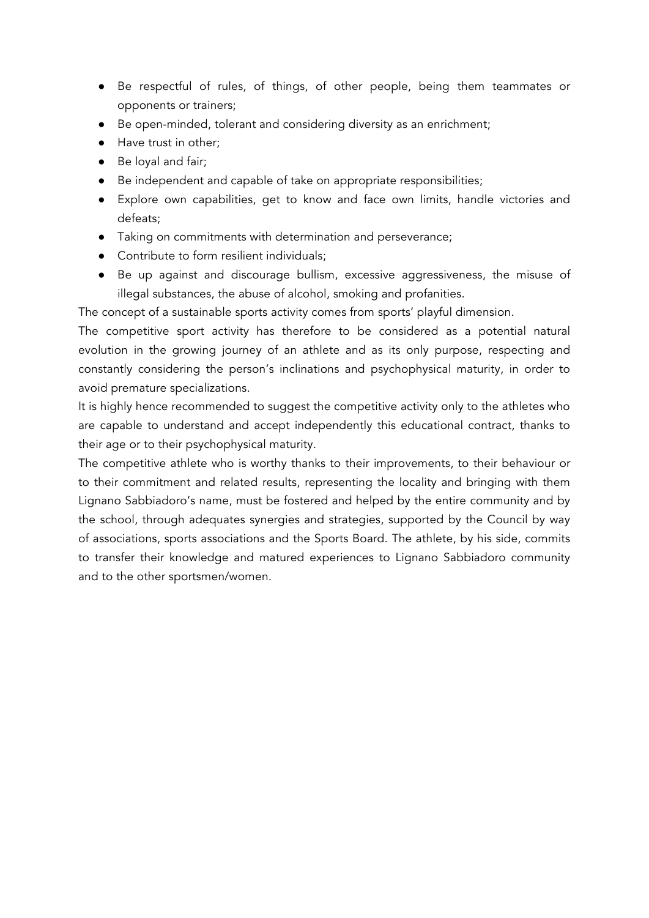- Be respectful of rules, of things, of other people, being them teammates or opponents or trainers;
- Be open-minded, tolerant and considering diversity as an enrichment;
- Have trust in other;
- Be loyal and fair;
- Be independent and capable of take on appropriate responsibilities;
- Explore own capabilities, get to know and face own limits, handle victories and defeats;
- Taking on commitments with determination and perseverance;
- Contribute to form resilient individuals;
- Be up against and discourage bullism, excessive aggressiveness, the misuse of illegal substances, the abuse of alcohol, smoking and profanities.

The concept of a sustainable sports activity comes from sports' playful dimension.

The competitive sport activity has therefore to be considered as a potential natural evolution in the growing journey of an athlete and as its only purpose, respecting and constantly considering the person's inclinations and psychophysical maturity, in order to avoid premature specializations.

It is highly hence recommended to suggest the competitive activity only to the athletes who are capable to understand and accept independently this educational contract, thanks to their age or to their psychophysical maturity.

The competitive athlete who is worthy thanks to their improvements, to their behaviour or to their commitment and related results, representing the locality and bringing with them Lignano Sabbiadoro's name, must be fostered and helped by the entire community and by the school, through adequates synergies and strategies, supported by the Council by way of associations, sports associations and the Sports Board. The athlete, by his side, commits to transfer their knowledge and matured experiences to Lignano Sabbiadoro community and to the other sportsmen/women.